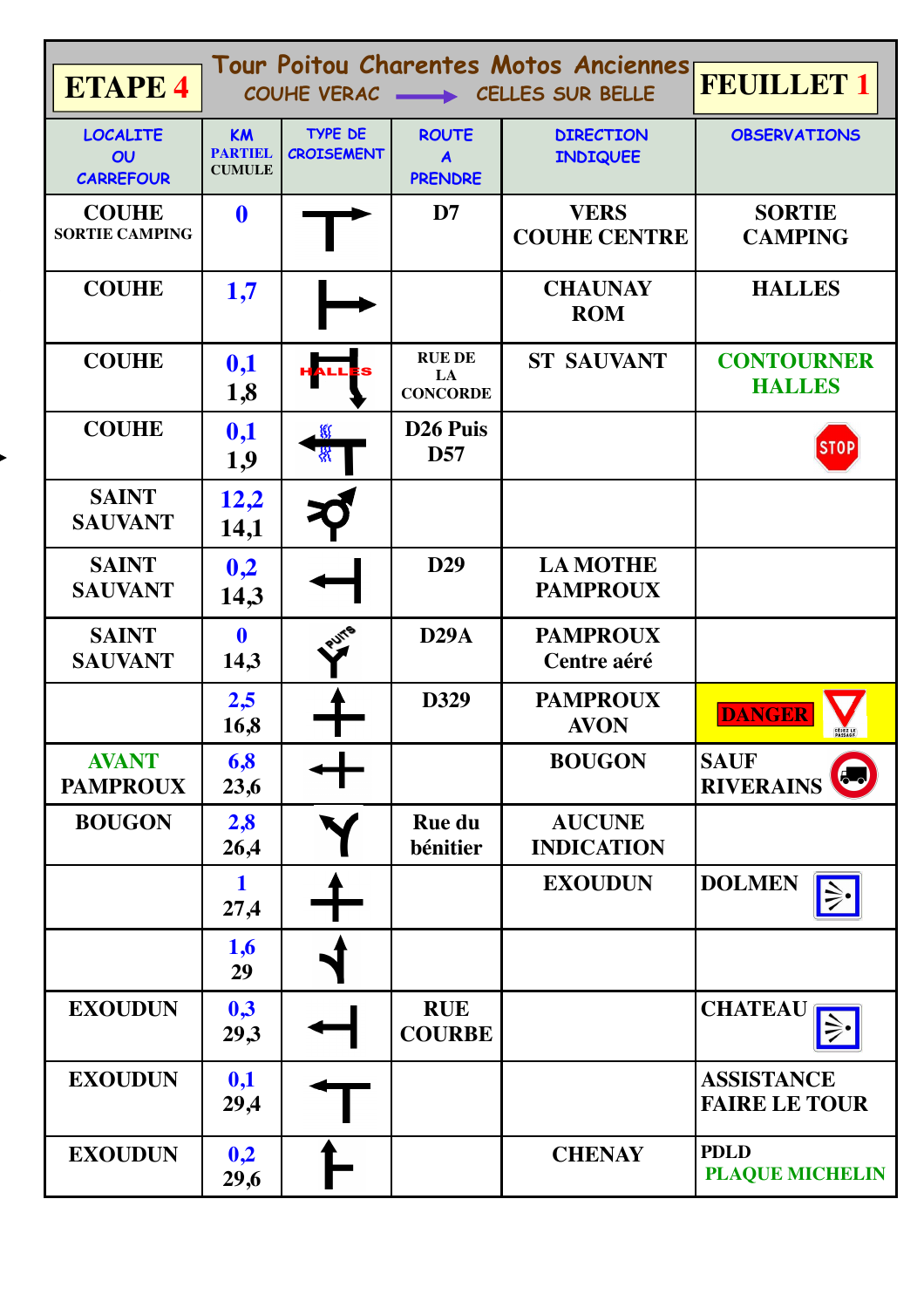| ETAPE 4 | Tour Poitou Charentes Motos Anciennes<br>COUHE VERAC → CELLES SUR BELLE | | | | FEUILLET 1 |
|---|---|---|---|---|---|
| LOCALITE OU CARREFOUR | KM PARTIEL CUMULE | TYPE DE CROISEMENT | ROUTE A PRENDRE | DIRECTION INDIQUEE | OBSERVATIONS |
| COUHE SORTIE CAMPING | 0 | | D7 | VERS COUHE CENTRE | SORTIE CAMPING |
| COUHE | 1,7 | | | CHAUNAY ROM | HALLES |
| COUHE | 0,1<br>1,8 | HALLES | RUE DE LA CONCORDE | ST SAUVANT | CONTOURNER HALLES |
| COUHE | 0,1<br>1,9 | | D26 Puis D57 | | STOP |
| SAINT SAUVANT | 12,2<br>14,1 | | | | |
| SAINT SAUVANT | 0,2<br>14,3 | | D29 | LA MOTHE PAMPROUX | |
| SAINT SAUVANT | 0<br>14,3 | PUITS | D29A | PAMPROUX Centre aéré | |
| | 2,5<br>16,8 | | D329 | PAMPROUX AVON | DANGER CÉDEZ LE PASSAGE |
| AVANT PAMPROUX | 6,8<br>23,6 | | | BOUGON | SAUF RIVERAINS |
| BOUGON | 2,8<br>26,4 | | Rue du bénitier | AUCUNE INDICATION | |
| | 1<br>27,4 | | | EXOUDUN | DOLMEN |
| | 1,6<br>29 | | | | |
| EXOUDUN | 0,3<br>29,3 | | RUE COURBE | | CHATEAU |
| EXOUDUN | 0,1<br>29,4 | | | | ASSISTANCE FAIRE LE TOUR |
| EXOUDUN | 0,2<br>29,6 | | | CHENAY | PDLD<br>PLAQUE MICHELIN |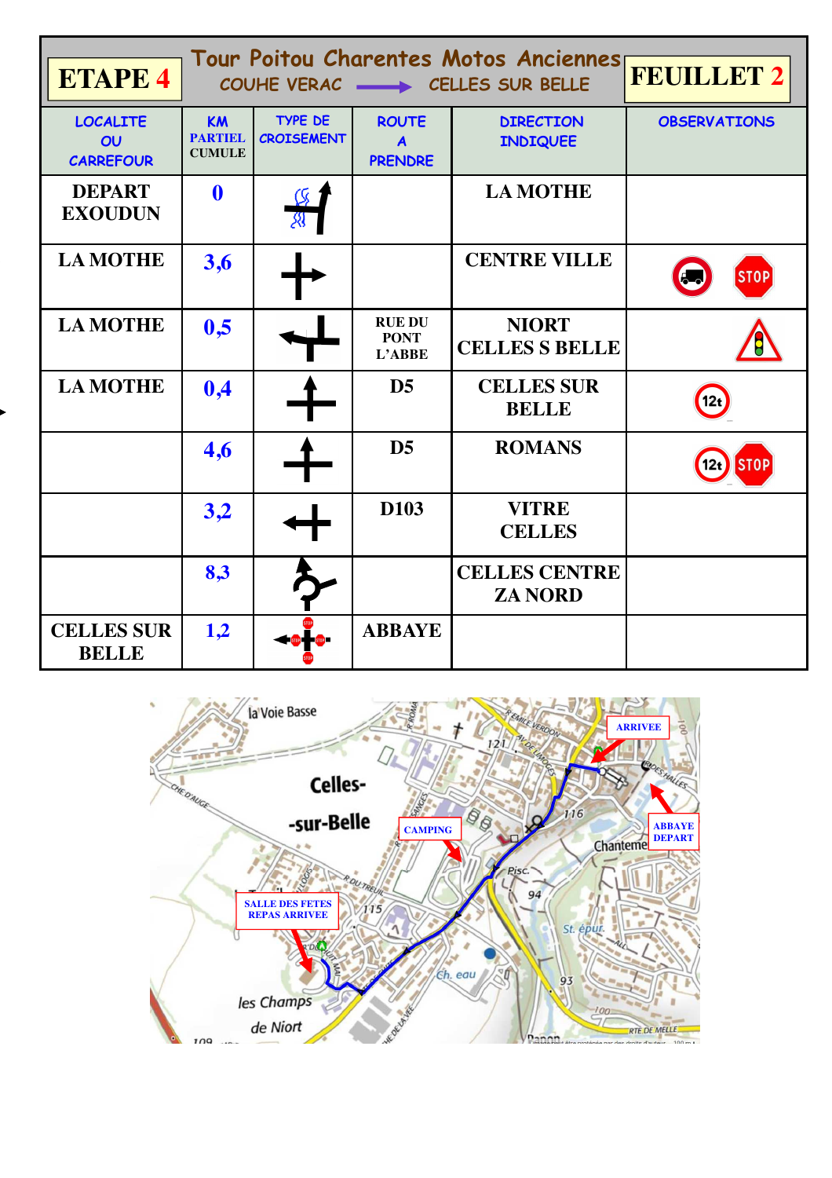| ETAPE 4 | Tour Poitou Charentes Motos Anciennes<br>COUHE VERAC → CELLES SUR BELLE | | | FEUILLET 2 | |
|---|---|---|---|---|---|
| LOCALITE OU CARREFOUR | KM PARTIEL CUMULE | TYPE DE CROISEMENT | ROUTE A PRENDRE | DIRECTION INDIQUEE | OBSERVATIONS |
| DEPART EXOUDUN | 0 | | | LA MOTHE | |
| LA MOTHE | 3,6 | | | CENTRE VILLE | STOP |
| LA MOTHE | 0,5 | | RUE DU PONT L'ABBE | NIORT CELLES S BELLE | |
| LA MOTHE | 0,4 | | D5 | CELLES SUR BELLE | 12t |
| | 4,6 | | D5 | ROMANS | 12t STOP |
| | 3,2 | | D103 | VITRE CELLES | |
| | 8,3 | | | CELLES CENTRE ZA NORD | |
| CELLES SUR BELLE | 1,2 | | ABBAYE | | |

la Voie Basse

Celles-sur-Belle

CAMPING

SALLE DES FETES REPAS ARRIVEE

ARRIVEE

ABBAYE DEPART

les Champs de Niort